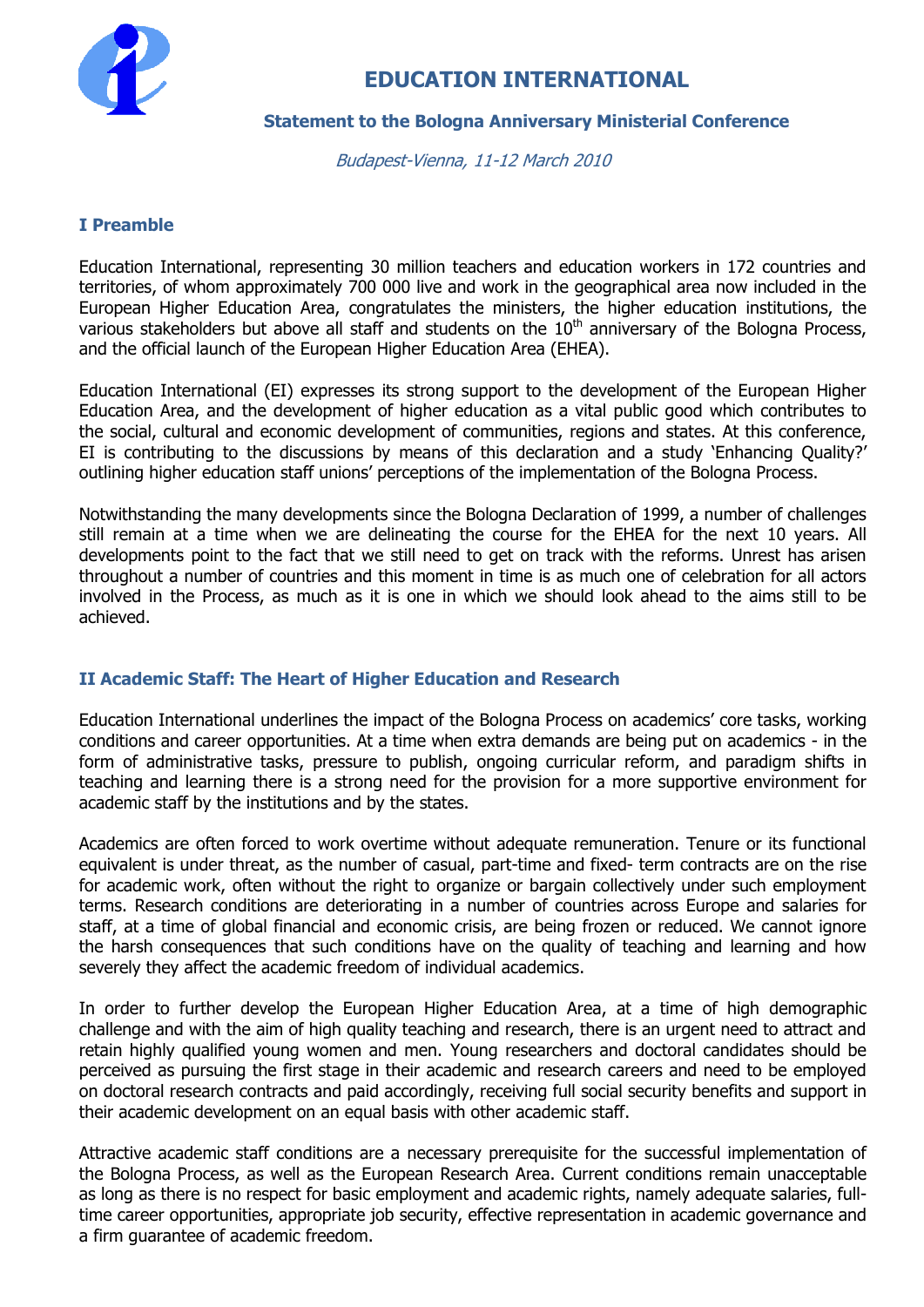# EDUCATION INTERNATIONAL

### Statement to the Bologna Anniversary Ministerial Conference

*Budapest-Vienna, 11-12 March 2010*

## I Preamble

Education International, representing 30 million teachers and education workers in 172 countries and territories, of whom approximately 700 000 live and work in the geographical area now included in the European Higher Education Area, congratulates the ministers, the higher education institutions, the various stakeholders but above all staff and students on the 10th anniversary of the Bologna Process, and the official launch of the European Higher Education Area (EHEA).

Education International (EI) expresses its strong support to the development of the European Higher Education Area, and the development of higher education as a vital public good which contributes to the social, cultural and economic development of communities, regions and states. At this conference, EI is contributing to the discussions by means of this declaration and a study 'Enhancing Quality?' outlining higher education staff unions' perceptions of the implementation of the Bologna Process.

Notwithstanding the many developments since the Bologna Declaration of 1999, a number of challenges still remain at a time when we are delineating the course for the EHEA for the next 10 years. All developments point to the fact that we still need to get on track with the reforms. Unrest has arisen throughout a number of countries and this moment in time is as much one of celebration for all actors involved in the Process, as much as it is one in which we should look ahead to the aims still to be achieved.

## II Academic Staff: The Heart of Higher Education and Research

Education International underlines the impact of the Bologna Process on academics' core tasks, working conditions and career opportunities. At a time when extra demands are being put on academics - in the form of administrative tasks, pressure to publish, ongoing curricular reform, and paradigm shifts in teaching and learning there is a strong need for the provision for a more supportive environment for academic staff by the institutions and by the states.

Academics are often forced to work overtime without adequate remuneration. Tenure or its functional equivalent is under threat, as the number of casual, part-time and fixed- term contracts are on the rise for academic work, often without the right to organize or bargain collectively under such employment terms. Research conditions are deteriorating in a number of countries across Europe and salaries for staff, at a time of global financial and economic crisis, are being frozen or reduced. We cannot ignore the harsh consequences that such conditions have on the quality of teaching and learning and how severely they affect the academic freedom of individual academics.

In order to further develop the European Higher Education Area, at a time of high demographic challenge and with the aim of high quality teaching and research, there is an urgent need to attract and retain highly qualified young women and men. Young researchers and doctoral candidates should be perceived as pursuing the first stage in their academic and research careers and need to be employed on doctoral research contracts and paid accordingly, receiving full social security benefits and support in their academic development on an equal basis with other academic staff.

Attractive academic staff conditions are a necessary prerequisite for the successful implementation of the Bologna Process, as well as the European Research Area. Current conditions remain unacceptable as long as there is no respect for basic employment and academic rights, namely adequate salaries, full-time career opportunities, appropriate job security, effective representation in academic governance and a firm guarantee of academic freedom.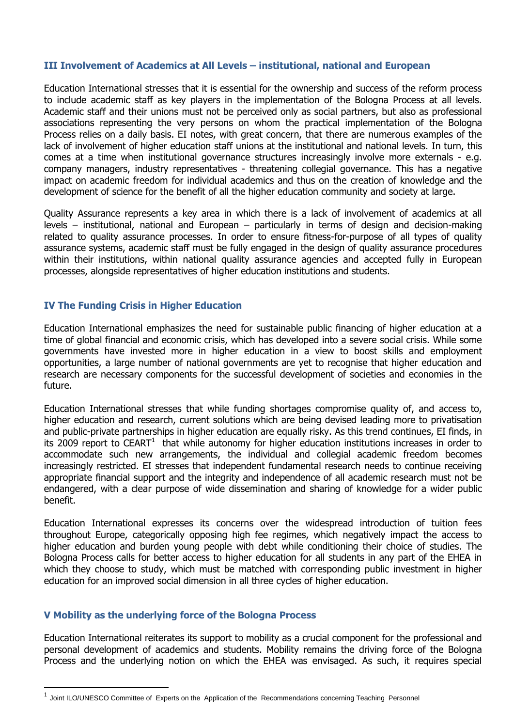## III Involvement of Academics at All Levels – institutional, national and European

Education International stresses that it is essential for the ownership and success of the reform process to include academic staff as key players in the implementation of the Bologna Process at all levels. Academic staff and their unions must not be perceived only as social partners, but also as professional associations representing the very persons on whom the practical implementation of the Bologna Process relies on a daily basis. EI notes, with great concern, that there are numerous examples of the lack of involvement of higher education staff unions at the institutional and national levels. In turn, this comes at a time when institutional governance structures increasingly involve more externals - e.g. company managers, industry representatives - threatening collegial governance. This has a negative impact on academic freedom for individual academics and thus on the creation of knowledge and the development of science for the benefit of all the higher education community and society at large.

Quality Assurance represents a key area in which there is a lack of involvement of academics at all levels – institutional, national and European – particularly in terms of design and decision-making related to quality assurance processes. In order to ensure fitness-for-purpose of all types of quality assurance systems, academic staff must be fully engaged in the design of quality assurance procedures within their institutions, within national quality assurance agencies and accepted fully in European processes, alongside representatives of higher education institutions and students.

## IV The Funding Crisis in Higher Education

Education International emphasizes the need for sustainable public financing of higher education at a time of global financial and economic crisis, which has developed into a severe social crisis. While some governments have invested more in higher education in a view to boost skills and employment opportunities, a large number of national governments are yet to recognise that higher education and research are necessary components for the successful development of societies and economies in the future.

Education International stresses that while funding shortages compromise quality of, and access to, higher education and research, current solutions which are being devised leading more to privatisation and public-private partnerships in higher education are equally risky. As this trend continues, EI finds, in its 2009 report to CEART[1] that while autonomy for higher education institutions increases in order to accommodate such new arrangements, the individual and collegial academic freedom becomes increasingly restricted. EI stresses that independent fundamental research needs to continue receiving appropriate financial support and the integrity and independence of all academic research must not be endangered, with a clear purpose of wide dissemination and sharing of knowledge for a wider public benefit.

Education International expresses its concerns over the widespread introduction of tuition fees throughout Europe, categorically opposing high fee regimes, which negatively impact the access to higher education and burden young people with debt while conditioning their choice of studies. The Bologna Process calls for better access to higher education for all students in any part of the EHEA in which they choose to study, which must be matched with corresponding public investment in higher education for an improved social dimension in all three cycles of higher education.

## V Mobility as the underlying force of the Bologna Process

Education International reiterates its support to mobility as a crucial component for the professional and personal development of academics and students. Mobility remains the driving force of the Bologna Process and the underlying notion on which the EHEA was envisaged. As such, it requires special

---

[1] Joint ILO/UNESCO Committee of Experts on the Application of the Recommendations concerning Teaching Personnel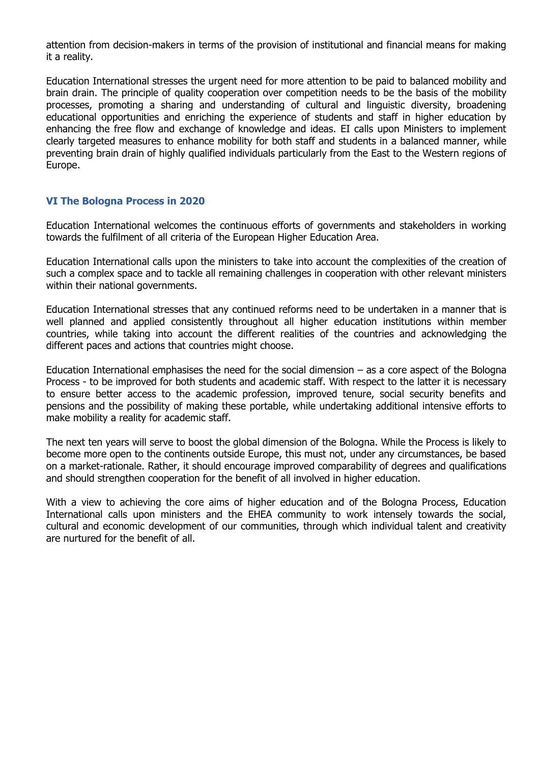attention from decision-makers in terms of the provision of institutional and financial means for making it a reality.

Education International stresses the urgent need for more attention to be paid to balanced mobility and brain drain. The principle of quality cooperation over competition needs to be the basis of the mobility processes, promoting a sharing and understanding of cultural and linguistic diversity, broadening educational opportunities and enriching the experience of students and staff in higher education by enhancing the free flow and exchange of knowledge and ideas. EI calls upon Ministers to implement clearly targeted measures to enhance mobility for both staff and students in a balanced manner, while preventing brain drain of highly qualified individuals particularly from the East to the Western regions of Europe.

### VI The Bologna Process in 2020

Education International welcomes the continuous efforts of governments and stakeholders in working towards the fulfilment of all criteria of the European Higher Education Area.

Education International calls upon the ministers to take into account the complexities of the creation of such a complex space and to tackle all remaining challenges in cooperation with other relevant ministers within their national governments.

Education International stresses that any continued reforms need to be undertaken in a manner that is well planned and applied consistently throughout all higher education institutions within member countries, while taking into account the different realities of the countries and acknowledging the different paces and actions that countries might choose.

Education International emphasises the need for the social dimension – as a core aspect of the Bologna Process - to be improved for both students and academic staff. With respect to the latter it is necessary to ensure better access to the academic profession, improved tenure, social security benefits and pensions and the possibility of making these portable, while undertaking additional intensive efforts to make mobility a reality for academic staff.

The next ten years will serve to boost the global dimension of the Bologna. While the Process is likely to become more open to the continents outside Europe, this must not, under any circumstances, be based on a market-rationale. Rather, it should encourage improved comparability of degrees and qualifications and should strengthen cooperation for the benefit of all involved in higher education.

With a view to achieving the core aims of higher education and of the Bologna Process, Education International calls upon ministers and the EHEA community to work intensely towards the social, cultural and economic development of our communities, through which individual talent and creativity are nurtured for the benefit of all.